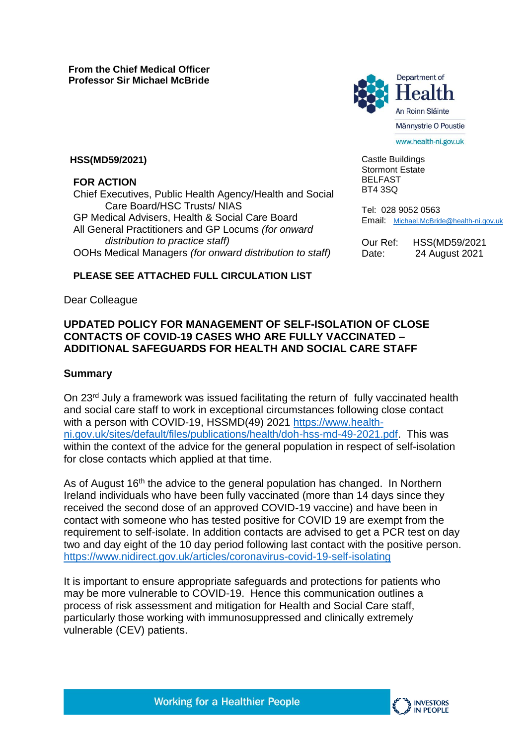**From the Chief Medical Officer**
**Professor Sir Michael McBride**

Department of Health
An Roinn Sláinte
Männystrie O Poustie
www.health-ni.gov.uk

**HSS(MD59/2021)**

**FOR ACTION**

Chief Executives, Public Health Agency/Health and Social Care Board/HSC Trusts/ NIAS
GP Medical Advisers, Health & Social Care Board
All General Practitioners and GP Locums *(for onward distribution to practice staff)*
OOHs Medical Managers *(for onward distribution to staff)*

Castle Buildings
Stormont Estate
BELFAST
BT4 3SQ

Tel: 028 9052 0563
Email: Michael.McBride@health-ni.gov.uk

Our Ref: HSS(MD59/2021
Date: 24 August 2021

**PLEASE SEE ATTACHED FULL CIRCULATION LIST**

Dear Colleague

## UPDATED POLICY FOR MANAGEMENT OF SELF-ISOLATION OF CLOSE CONTACTS OF COVID-19 CASES WHO ARE FULLY VACCINATED – ADDITIONAL SAFEGUARDS FOR HEALTH AND SOCIAL CARE STAFF

### Summary

On 23rd July a framework was issued facilitating the return of fully vaccinated health and social care staff to work in exceptional circumstances following close contact with a person with COVID-19, HSSMD(49) 2021 https://www.health-ni.gov.uk/sites/default/files/publications/health/doh-hss-md-49-2021.pdf. This was within the context of the advice for the general population in respect of self-isolation for close contacts which applied at that time.

As of August 16th the advice to the general population has changed. In Northern Ireland individuals who have been fully vaccinated (more than 14 days since they received the second dose of an approved COVID-19 vaccine) and have been in contact with someone who has tested positive for COVID 19 are exempt from the requirement to self-isolate. In addition contacts are advised to get a PCR test on day two and day eight of the 10 day period following last contact with the positive person. https://www.nidirect.gov.uk/articles/coronavirus-covid-19-self-isolating

It is important to ensure appropriate safeguards and protections for patients who may be more vulnerable to COVID-19. Hence this communication outlines a process of risk assessment and mitigation for Health and Social Care staff, particularly those working with immunosuppressed and clinically extremely vulnerable (CEV) patients.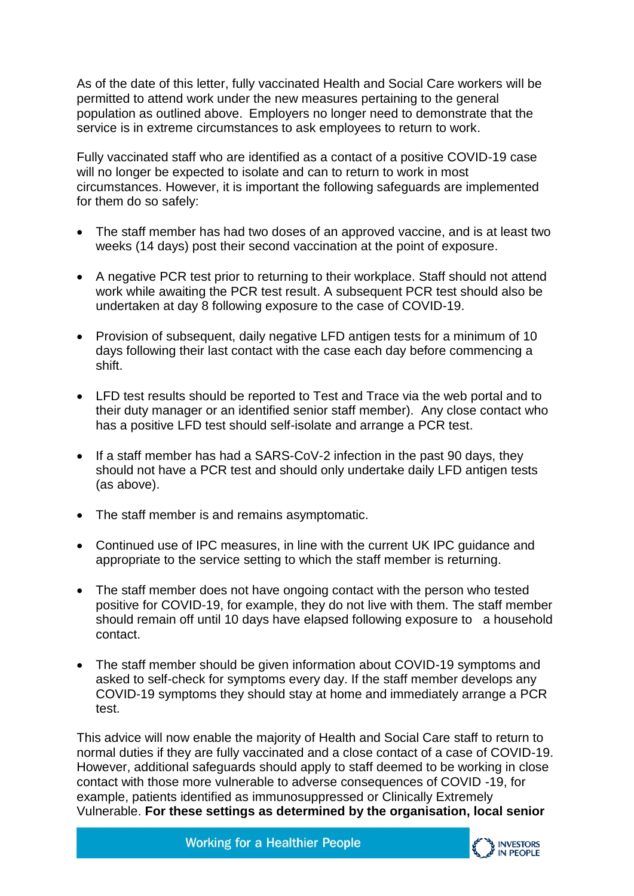As of the date of this letter, fully vaccinated Health and Social Care workers will be permitted to attend work under the new measures pertaining to the general population as outlined above. Employers no longer need to demonstrate that the service is in extreme circumstances to ask employees to return to work.

Fully vaccinated staff who are identified as a contact of a positive COVID-19 case will no longer be expected to isolate and can to return to work in most circumstances. However, it is important the following safeguards are implemented for them do so safely:

- The staff member has had two doses of an approved vaccine, and is at least two weeks (14 days) post their second vaccination at the point of exposure.
- A negative PCR test prior to returning to their workplace. Staff should not attend work while awaiting the PCR test result. A subsequent PCR test should also be undertaken at day 8 following exposure to the case of COVID-19.
- Provision of subsequent, daily negative LFD antigen tests for a minimum of 10 days following their last contact with the case each day before commencing a shift.
- LFD test results should be reported to Test and Trace via the web portal and to their duty manager or an identified senior staff member). Any close contact who has a positive LFD test should self-isolate and arrange a PCR test.
- If a staff member has had a SARS-CoV-2 infection in the past 90 days, they should not have a PCR test and should only undertake daily LFD antigen tests (as above).
- The staff member is and remains asymptomatic.
- Continued use of IPC measures, in line with the current UK IPC guidance and appropriate to the service setting to which the staff member is returning.
- The staff member does not have ongoing contact with the person who tested positive for COVID-19, for example, they do not live with them. The staff member should remain off until 10 days have elapsed following exposure to a household contact.
- The staff member should be given information about COVID-19 symptoms and asked to self-check for symptoms every day. If the staff member develops any COVID-19 symptoms they should stay at home and immediately arrange a PCR test.

This advice will now enable the majority of Health and Social Care staff to return to normal duties if they are fully vaccinated and a close contact of a case of COVID-19. However, additional safeguards should apply to staff deemed to be working in close contact with those more vulnerable to adverse consequences of COVID -19, for example, patients identified as immunosuppressed or Clinically Extremely Vulnerable. **For these settings as determined by the organisation, local senior**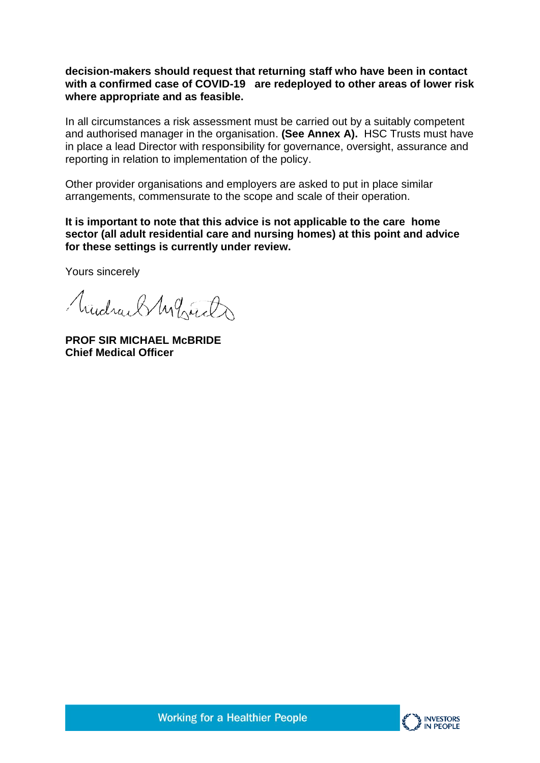**decision-makers should request that returning staff who have been in contact with a confirmed case of COVID-19 are redeployed to other areas of lower risk where appropriate and as feasible.**

In all circumstances a risk assessment must be carried out by a suitably competent and authorised manager in the organisation. **(See Annex A).** HSC Trusts must have in place a lead Director with responsibility for governance, oversight, assurance and reporting in relation to implementation of the policy.

Other provider organisations and employers are asked to put in place similar arrangements, commensurate to the scope and scale of their operation.

**It is important to note that this advice is not applicable to the care home sector (all adult residential care and nursing homes) at this point and advice for these settings is currently under review.**

Yours sincerely

**PROF SIR MICHAEL McBRIDE**
**Chief Medical Officer**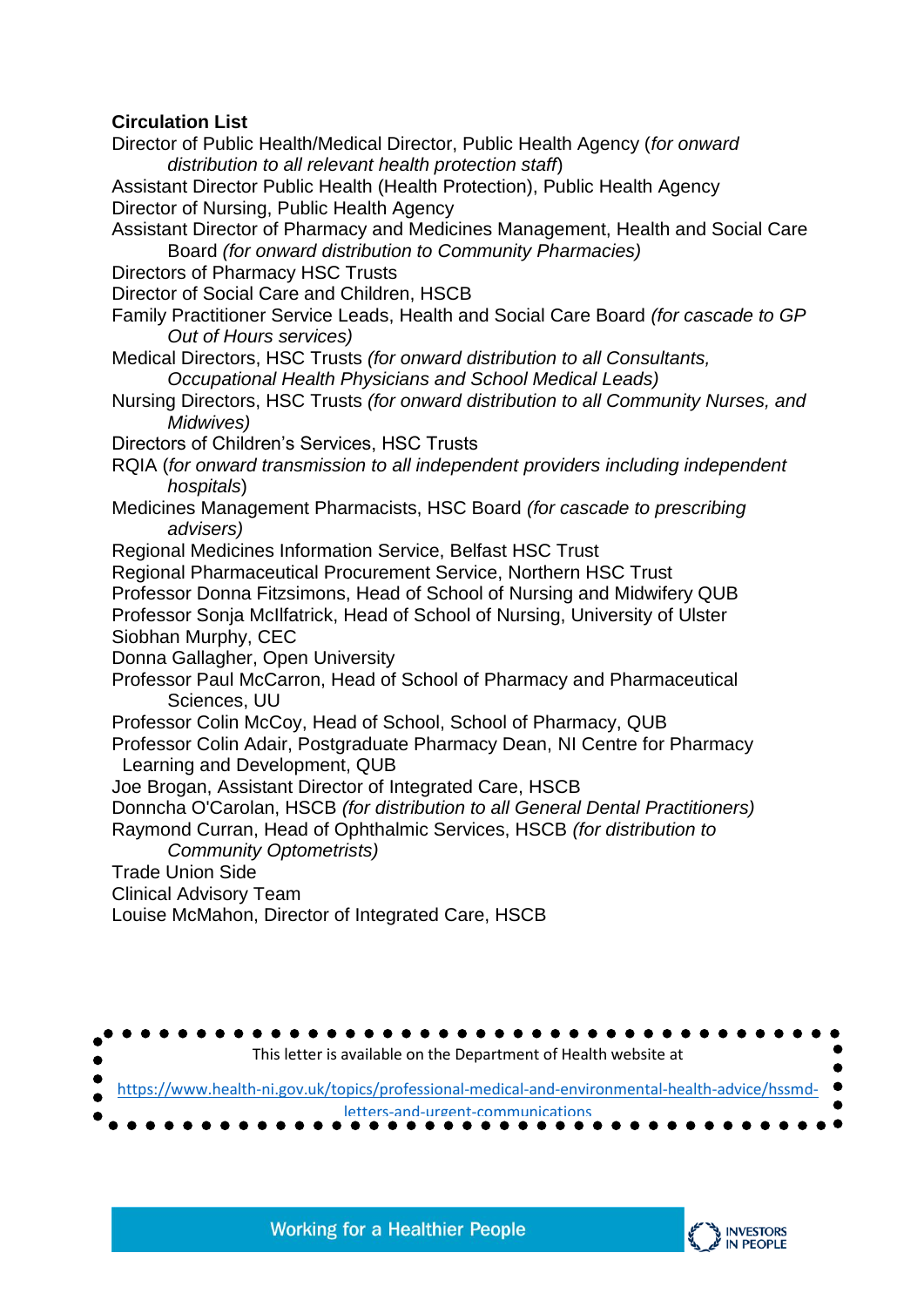**Circulation List**

Director of Public Health/Medical Director, Public Health Agency (*for onward distribution to all relevant health protection staff*)
Assistant Director Public Health (Health Protection), Public Health Agency
Director of Nursing, Public Health Agency
Assistant Director of Pharmacy and Medicines Management, Health and Social Care Board *(for onward distribution to Community Pharmacies)*
Directors of Pharmacy HSC Trusts
Director of Social Care and Children, HSCB
Family Practitioner Service Leads, Health and Social Care Board *(for cascade to GP Out of Hours services)*
Medical Directors, HSC Trusts *(for onward distribution to all Consultants, Occupational Health Physicians and School Medical Leads)*
Nursing Directors, HSC Trusts *(for onward distribution to all Community Nurses, and Midwives)*
Directors of Children's Services, HSC Trusts
RQIA (*for onward transmission to all independent providers including independent hospitals*)
Medicines Management Pharmacists, HSC Board *(for cascade to prescribing advisers)*
Regional Medicines Information Service, Belfast HSC Trust
Regional Pharmaceutical Procurement Service, Northern HSC Trust
Professor Donna Fitzsimons, Head of School of Nursing and Midwifery QUB
Professor Sonja McIlfatrick, Head of School of Nursing, University of Ulster
Siobhan Murphy, CEC
Donna Gallagher, Open University
Professor Paul McCarron, Head of School of Pharmacy and Pharmaceutical Sciences, UU
Professor Colin McCoy, Head of School, School of Pharmacy, QUB
Professor Colin Adair, Postgraduate Pharmacy Dean, NI Centre for Pharmacy Learning and Development, QUB
Joe Brogan, Assistant Director of Integrated Care, HSCB
Donncha O'Carolan, HSCB *(for distribution to all General Dental Practitioners)*
Raymond Curran, Head of Ophthalmic Services, HSCB *(for distribution to Community Optometrists)*
Trade Union Side
Clinical Advisory Team
Louise McMahon, Director of Integrated Care, HSCB

This letter is available on the Department of Health website at

https://www.health-ni.gov.uk/topics/professional-medical-and-environmental-health-advice/hssmd-letters-and-urgent-communications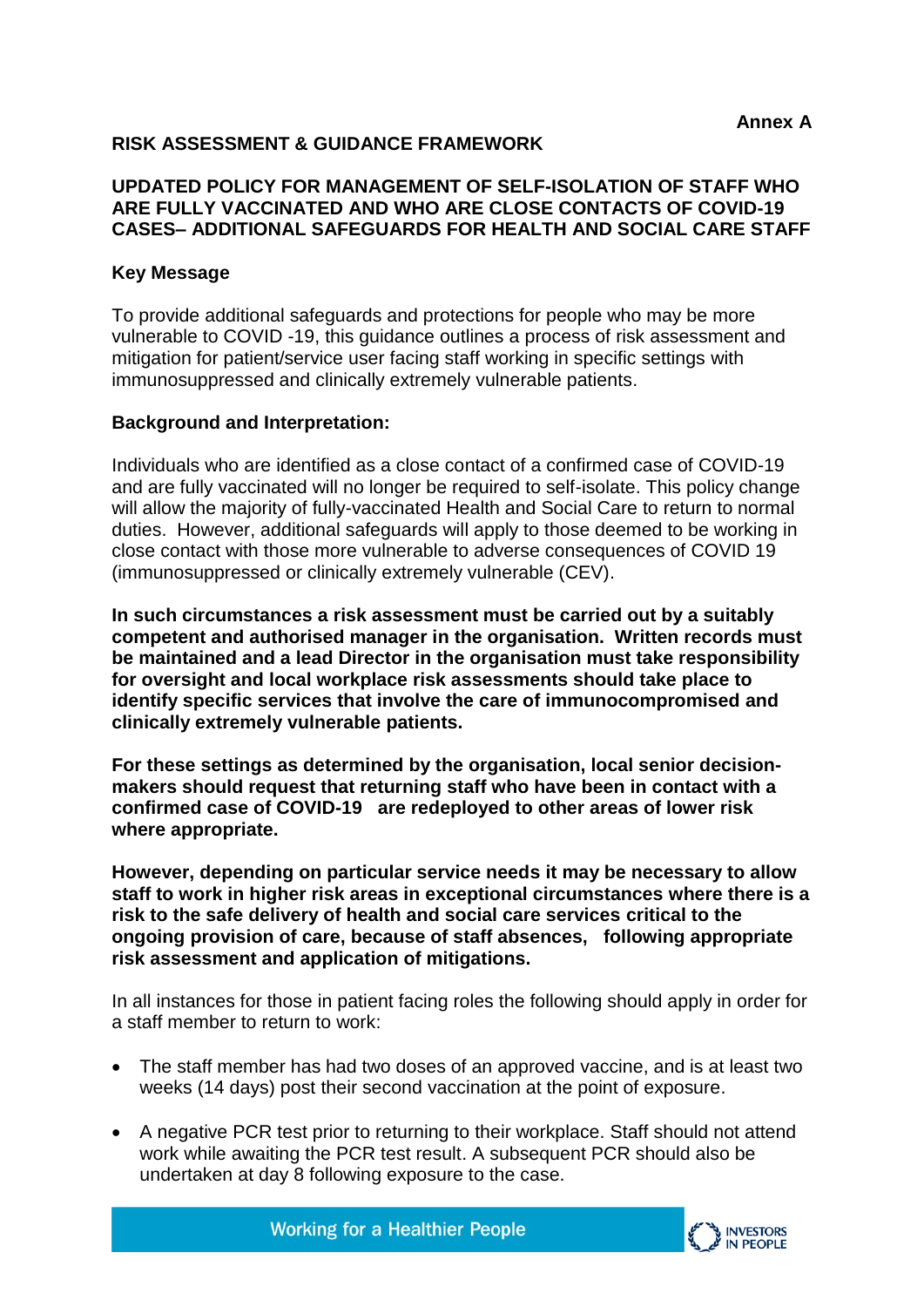**Annex A**

**RISK ASSESSMENT & GUIDANCE FRAMEWORK**

**UPDATED POLICY FOR MANAGEMENT OF SELF-ISOLATION OF STAFF WHO ARE FULLY VACCINATED AND WHO ARE CLOSE CONTACTS OF COVID-19 CASES– ADDITIONAL SAFEGUARDS FOR HEALTH AND SOCIAL CARE STAFF**

**Key Message**

To provide additional safeguards and protections for people who may be more vulnerable to COVID -19, this guidance outlines a process of risk assessment and mitigation for patient/service user facing staff working in specific settings with immunosuppressed and clinically extremely vulnerable patients.

**Background and Interpretation:**

Individuals who are identified as a close contact of a confirmed case of COVID-19 and are fully vaccinated will no longer be required to self-isolate. This policy change will allow the majority of fully-vaccinated Health and Social Care to return to normal duties. However, additional safeguards will apply to those deemed to be working in close contact with those more vulnerable to adverse consequences of COVID 19 (immunosuppressed or clinically extremely vulnerable (CEV).

**In such circumstances a risk assessment must be carried out by a suitably competent and authorised manager in the organisation. Written records must be maintained and a lead Director in the organisation must take responsibility for oversight and local workplace risk assessments should take place to identify specific services that involve the care of immunocompromised and clinically extremely vulnerable patients.**

**For these settings as determined by the organisation, local senior decision-makers should request that returning staff who have been in contact with a confirmed case of COVID-19 are redeployed to other areas of lower risk where appropriate.**

**However, depending on particular service needs it may be necessary to allow staff to work in higher risk areas in exceptional circumstances where there is a risk to the safe delivery of health and social care services critical to the ongoing provision of care, because of staff absences, following appropriate risk assessment and application of mitigations.**

In all instances for those in patient facing roles the following should apply in order for a staff member to return to work:

- The staff member has had two doses of an approved vaccine, and is at least two weeks (14 days) post their second vaccination at the point of exposure.
- A negative PCR test prior to returning to their workplace. Staff should not attend work while awaiting the PCR test result. A subsequent PCR should also be undertaken at day 8 following exposure to the case.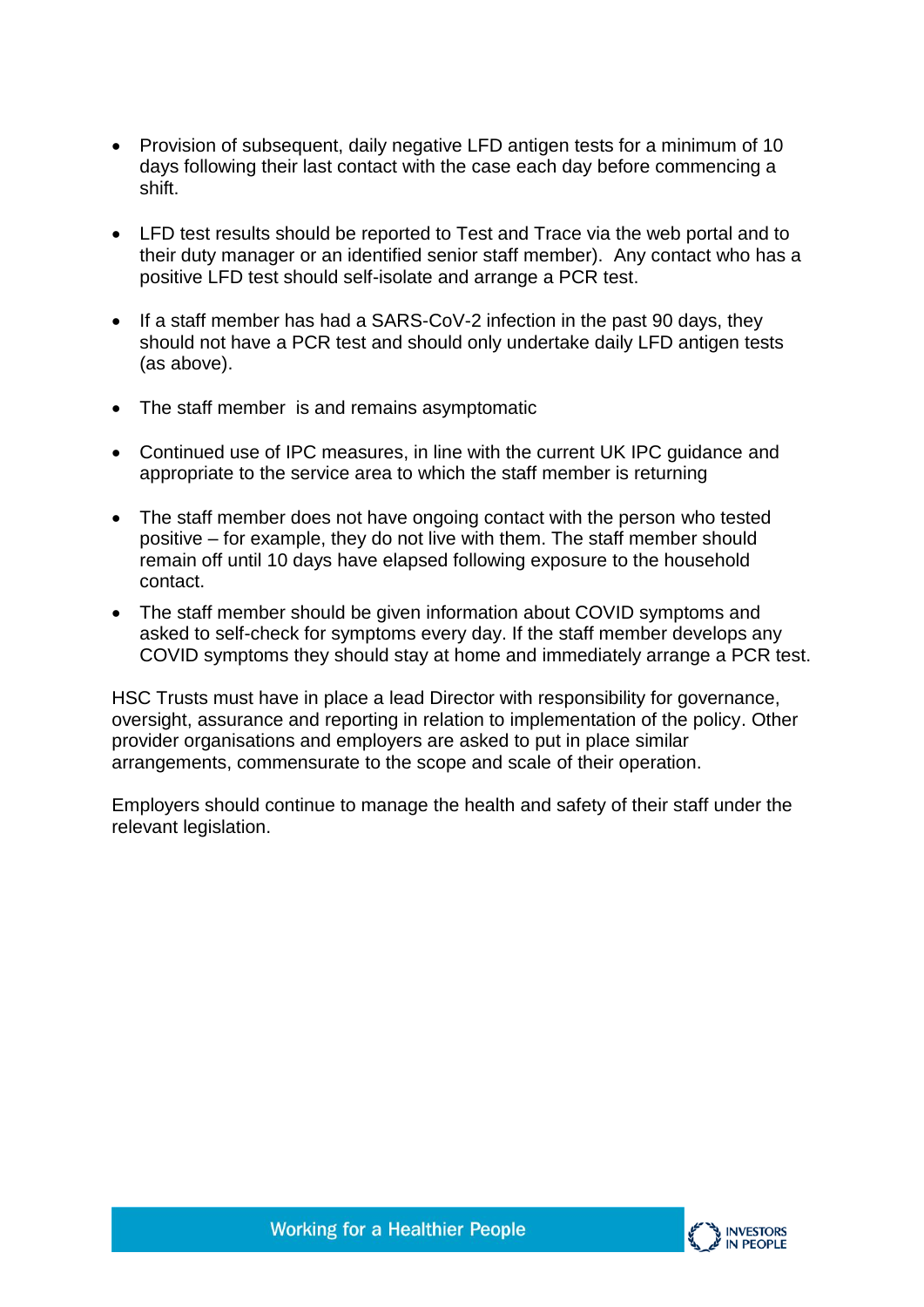- Provision of subsequent, daily negative LFD antigen tests for a minimum of 10 days following their last contact with the case each day before commencing a shift.

- LFD test results should be reported to Test and Trace via the web portal and to their duty manager or an identified senior staff member). Any contact who has a positive LFD test should self-isolate and arrange a PCR test.

- If a staff member has had a SARS-CoV-2 infection in the past 90 days, they should not have a PCR test and should only undertake daily LFD antigen tests (as above).

- The staff member is and remains asymptomatic

- Continued use of IPC measures, in line with the current UK IPC guidance and appropriate to the service area to which the staff member is returning

- The staff member does not have ongoing contact with the person who tested positive – for example, they do not live with them. The staff member should remain off until 10 days have elapsed following exposure to the household contact.

- The staff member should be given information about COVID symptoms and asked to self-check for symptoms every day. If the staff member develops any COVID symptoms they should stay at home and immediately arrange a PCR test.

HSC Trusts must have in place a lead Director with responsibility for governance, oversight, assurance and reporting in relation to implementation of the policy. Other provider organisations and employers are asked to put in place similar arrangements, commensurate to the scope and scale of their operation.

Employers should continue to manage the health and safety of their staff under the relevant legislation.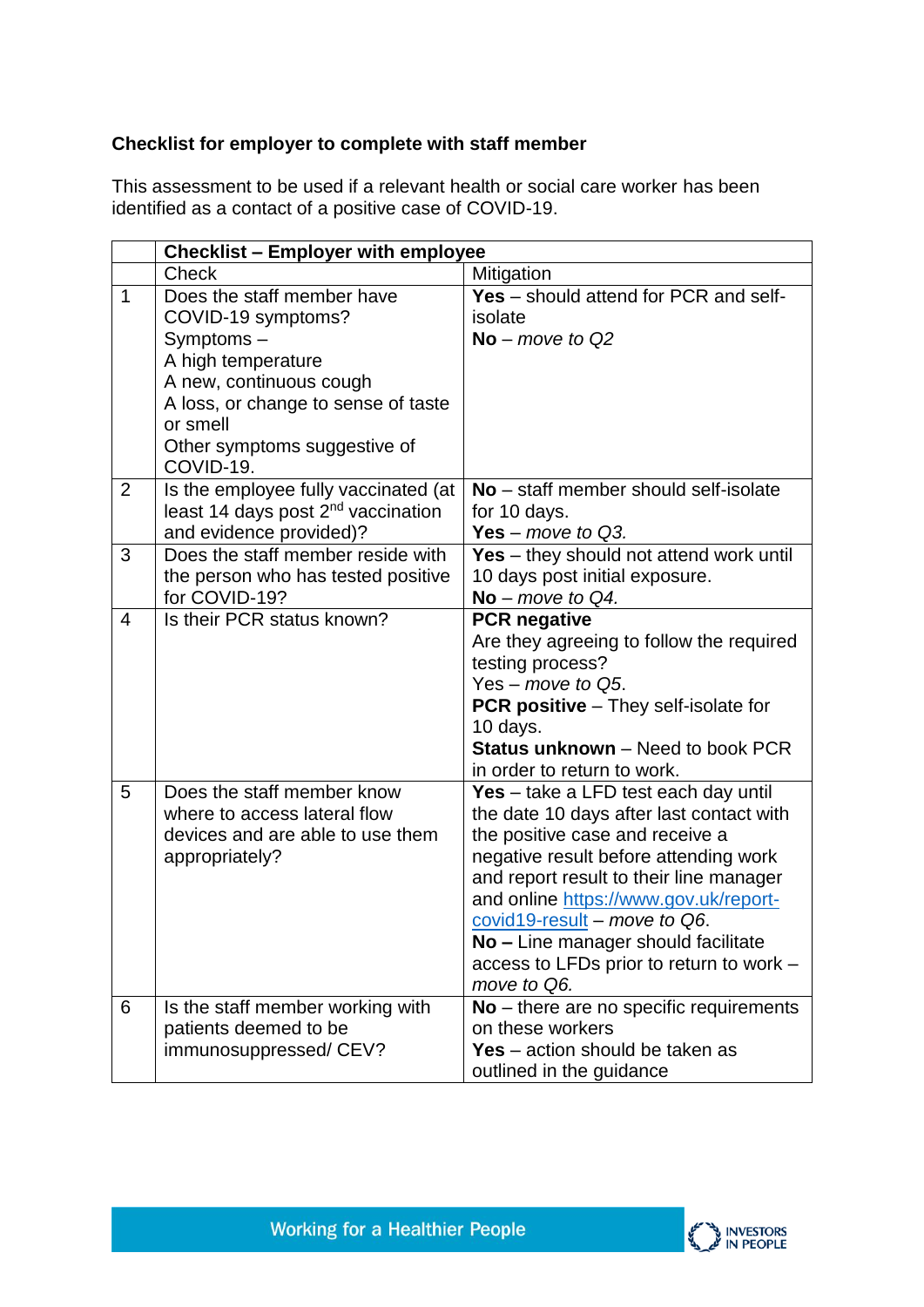**Checklist for employer to complete with staff member**

This assessment to be used if a relevant health or social care worker has been identified as a contact of a positive case of COVID-19.

| | **Checklist – Employer with employee** | |
|---|---|---|
| | Check | Mitigation |
| 1 | Does the staff member have COVID-19 symptoms?<br>Symptoms –<br>A high temperature<br>A new, continuous cough<br>A loss, or change to sense of taste or smell<br>Other symptoms suggestive of COVID-19. | **Yes** – should attend for PCR and self-isolate<br>**No** – *move to Q2* |
| 2 | Is the employee fully vaccinated (at least 14 days post 2nd vaccination and evidence provided)? | **No** – staff member should self-isolate for 10 days.<br>**Yes** – *move to Q3.* |
| 3 | Does the staff member reside with the person who has tested positive for COVID-19? | **Yes** – they should not attend work until 10 days post initial exposure.<br>**No** – *move to Q4.* |
| 4 | Is their PCR status known? | **PCR negative**<br>Are they agreeing to follow the required testing process?<br>Yes – *move to Q5*.<br>**PCR positive** – They self-isolate for 10 days.<br>**Status unknown** – Need to book PCR in order to return to work. |
| 5 | Does the staff member know where to access lateral flow devices and are able to use them appropriately? | **Yes** – take a LFD test each day until the date 10 days after last contact with the positive case and receive a negative result before attending work and report result to their line manager and online https://www.gov.uk/report-covid19-result – *move to Q6*.<br>**No –** Line manager should facilitate access to LFDs prior to return to work – *move to Q6.* |
| 6 | Is the staff member working with patients deemed to be immunosuppressed/ CEV? | **No** – there are no specific requirements on these workers<br>**Yes** – action should be taken as outlined in the guidance |